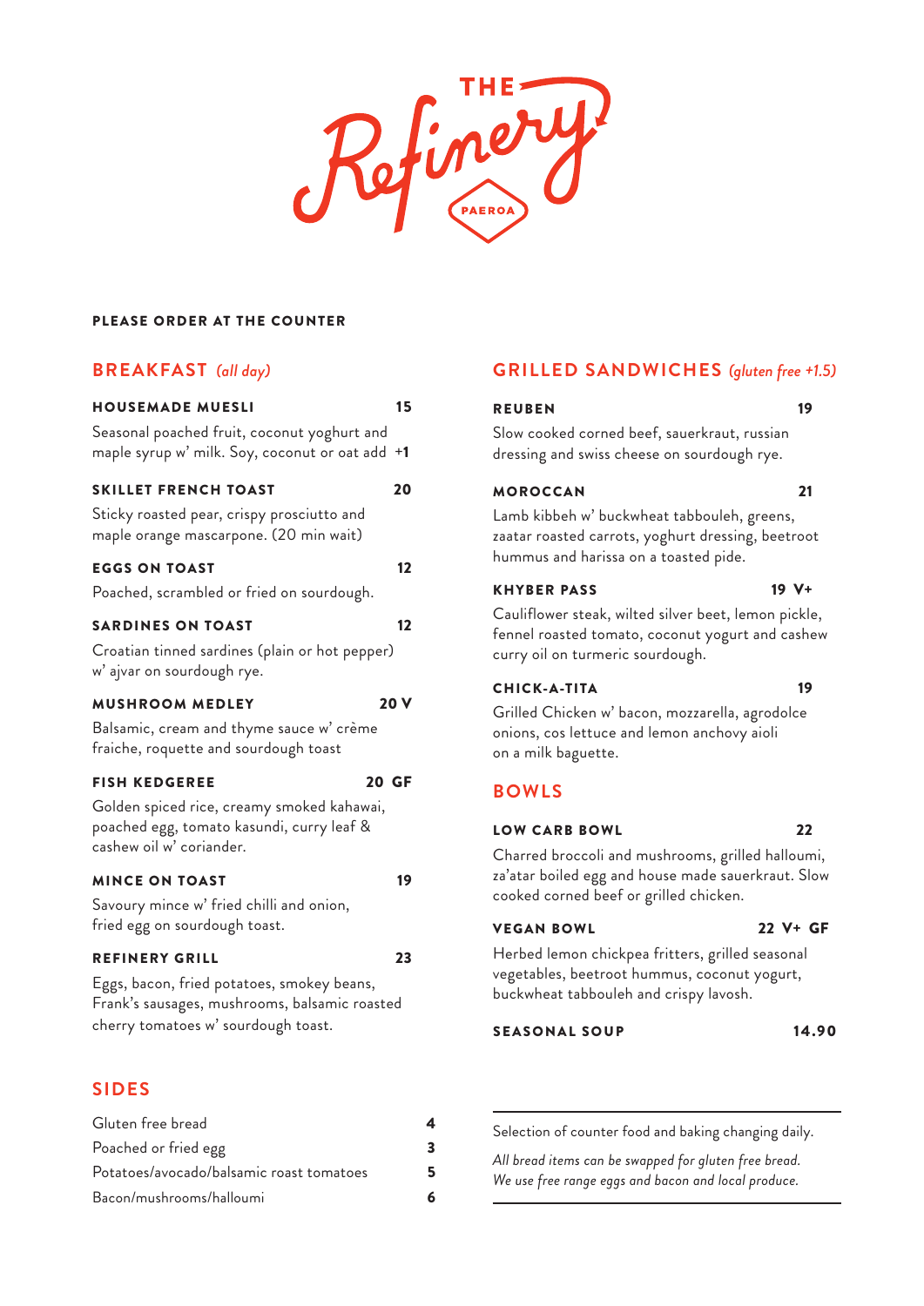# THE Refinery

PAEROA

**PLEASE ORDER AT THE COUNTER**

## BREAKFAST *(all day)*

**HOUSEMADE MUESLI** 15

Seasonal poached fruit, coconut yoghurt and maple syrup w' milk. Soy, coconut or oat add +1

**SKILLET FRENCH TOAST** 20

Sticky roasted pear, crispy prosciutto and maple orange mascarpone. (20 min wait)

**EGGS ON TOAST** 12

Poached, scrambled or fried on sourdough.

**SARDINES ON TOAST** 12

Croatian tinned sardines (plain or hot pepper) w' ajvar on sourdough rye.

**MUSHROOM MEDLEY** 20 V

Balsamic, cream and thyme sauce w' crème fraiche, roquette and sourdough toast

**FISH KEDGEREE** 20 GF

Golden spiced rice, creamy smoked kahawai, poached egg, tomato kasundi, curry leaf & cashew oil w' coriander.

**MINCE ON TOAST** 19

Savoury mince w' fried chilli and onion, fried egg on sourdough toast.

**REFINERY GRILL** 23

Eggs, bacon, fried potatoes, smokey beans, Frank's sausages, mushrooms, balsamic roasted cherry tomatoes w' sourdough toast.

## SIDES

| | |
|---|---|
| Gluten free bread | 4 |
| Poached or fried egg | 3 |
| Potatoes/avocado/balsamic roast tomatoes | 5 |
| Bacon/mushrooms/halloumi | 6 |

## GRILLED SANDWICHES *(gluten free +1.5)*

**REUBEN** 19

Slow cooked corned beef, sauerkraut, russian dressing and swiss cheese on sourdough rye.

**MOROCCAN** 21

Lamb kibbeh w' buckwheat tabbouleh, greens, zaatar roasted carrots, yoghurt dressing, beetroot hummus and harissa on a toasted pide.

**KHYBER PASS** 19 V+

Cauliflower steak, wilted silver beet, lemon pickle, fennel roasted tomato, coconut yogurt and cashew curry oil on turmeric sourdough.

**CHICK-A-TITA** 19

Grilled Chicken w' bacon, mozzarella, agrodolce onions, cos lettuce and lemon anchovy aioli on a milk baguette.

## BOWLS

**LOW CARB BOWL** 22

Charred broccoli and mushrooms, grilled halloumi, za'atar boiled egg and house made sauerkraut. Slow cooked corned beef or grilled chicken.

**VEGAN BOWL** 22 V+ GF

Herbed lemon chickpea fritters, grilled seasonal vegetables, beetroot hummus, coconut yogurt, buckwheat tabbouleh and crispy lavosh.

**SEASONAL SOUP** 14.90

---

Selection of counter food and baking changing daily.

*All bread items can be swapped for gluten free bread.*
*We use free range eggs and bacon and local produce.*

---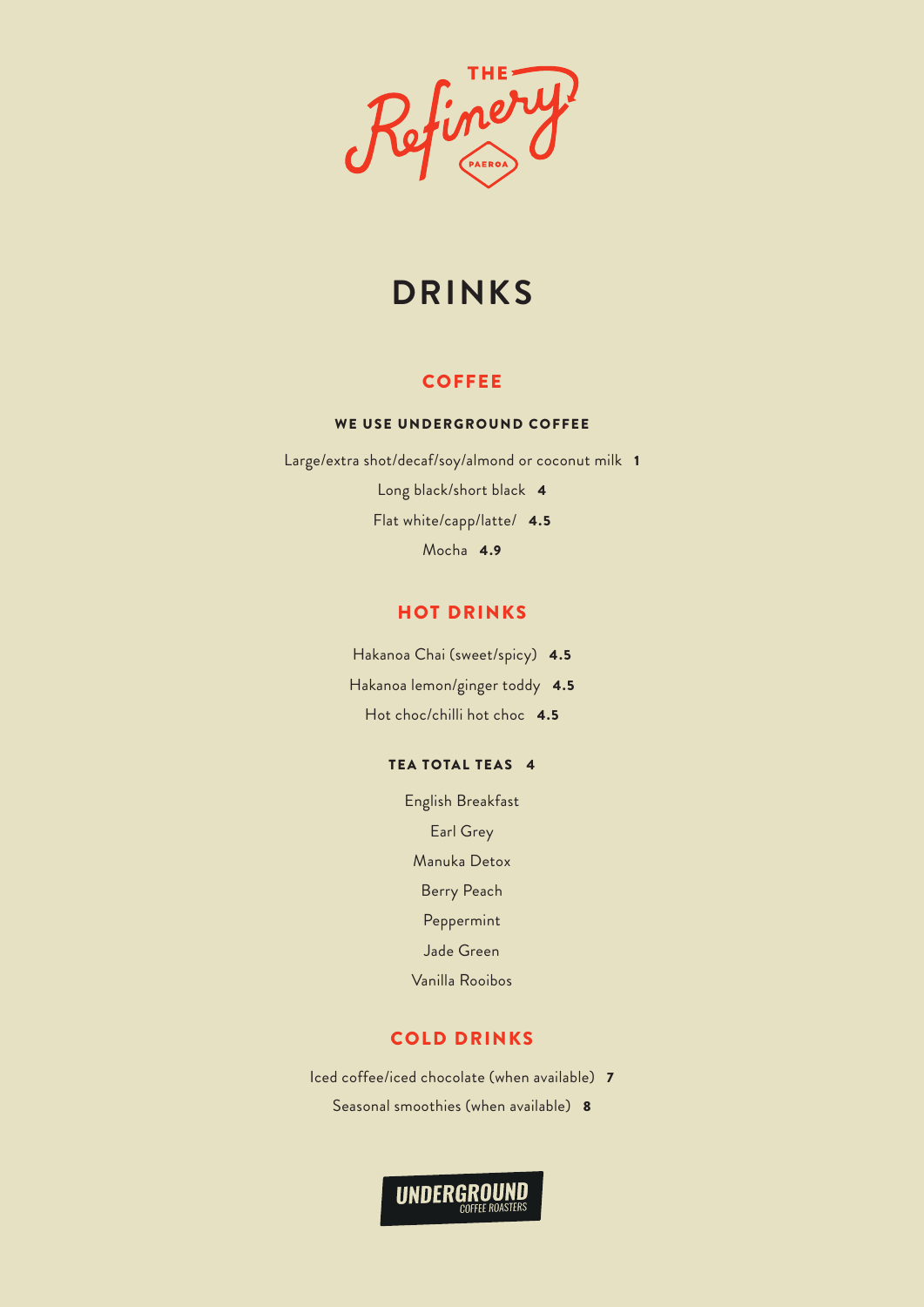THE Refinery PAEROA

# DRINKS

## COFFEE

### WE USE UNDERGROUND COFFEE

Large/extra shot/decaf/soy/almond or coconut milk **1**

Long black/short black **4**

Flat white/capp/latte/ **4.5**

Mocha **4.9**

## HOT DRINKS

Hakanoa Chai (sweet/spicy) **4.5**

Hakanoa lemon/ginger toddy **4.5**

Hot choc/chilli hot choc **4.5**

### TEA TOTAL TEAS **4**

English Breakfast

Earl Grey

Manuka Detox

Berry Peach

Peppermint

Jade Green

Vanilla Rooibos

## COLD DRINKS

Iced coffee/iced chocolate (when available) **7**

Seasonal smoothies (when available) **8**

UNDERGROUND COFFEE ROASTERS